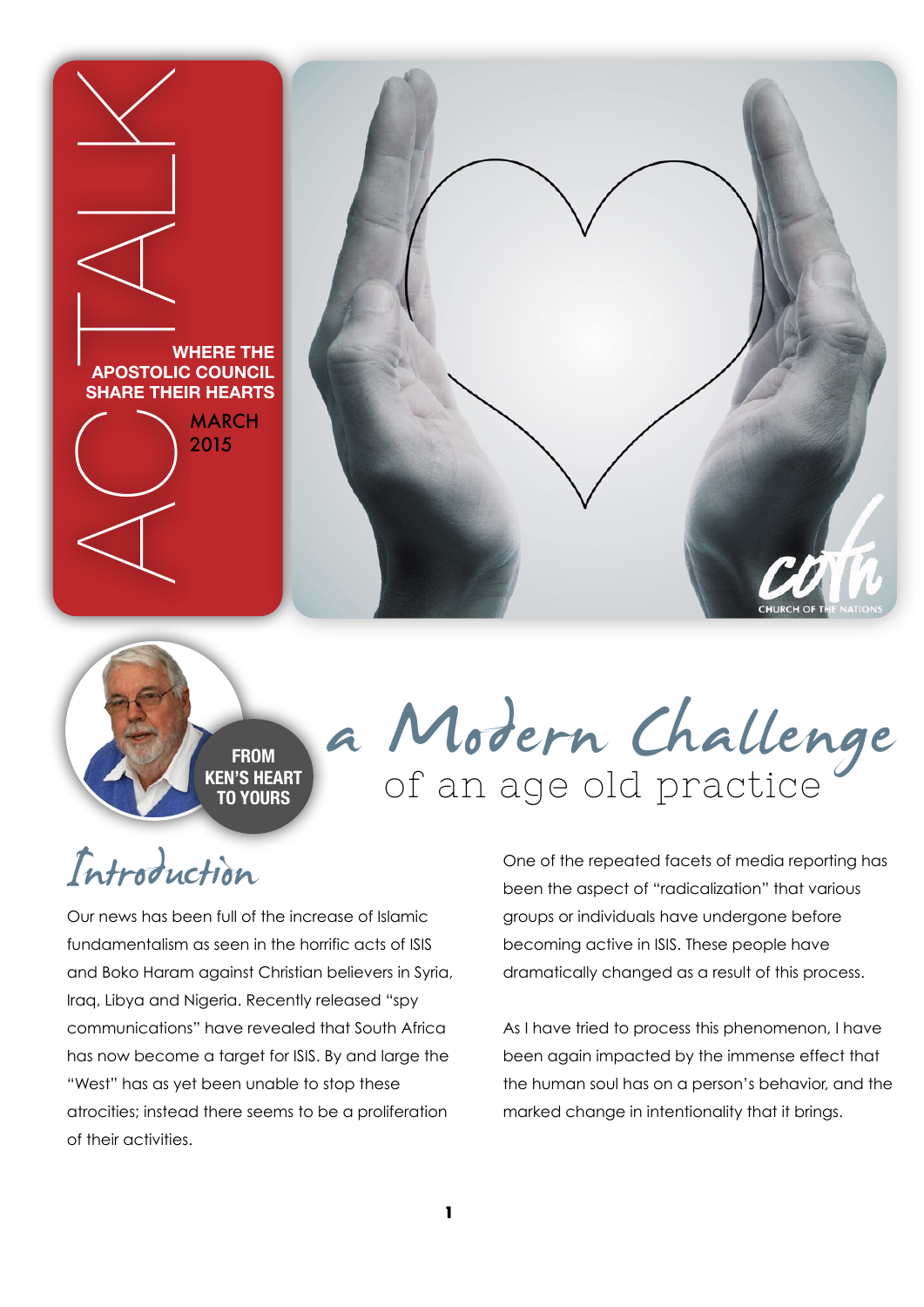# ACTALK

**WHERE THE APOSTOLIC COUNCIL SHARE THEIR HEARTS**

MARCH 2015

cotn
CHURCH OF THE NATIONS

**FROM KEN'S HEART TO YOURS**

# a Modern Challenge
## of an age old practice

## Introduction

Our news has been full of the increase of Islamic fundamentalism as seen in the horrific acts of ISIS and Boko Haram against Christian believers in Syria, Iraq, Libya and Nigeria. Recently released "spy communications" have revealed that South Africa has now become a target for ISIS. By and large the "West" has as yet been unable to stop these atrocities; instead there seems to be a proliferation of their activities.

One of the repeated facets of media reporting has been the aspect of "radicalization" that various groups or individuals have undergone before becoming active in ISIS. These people have dramatically changed as a result of this process.

As I have tried to process this phenomenon, I have been again impacted by the immense effect that the human soul has on a person's behavior, and the marked change in intentionality that it brings.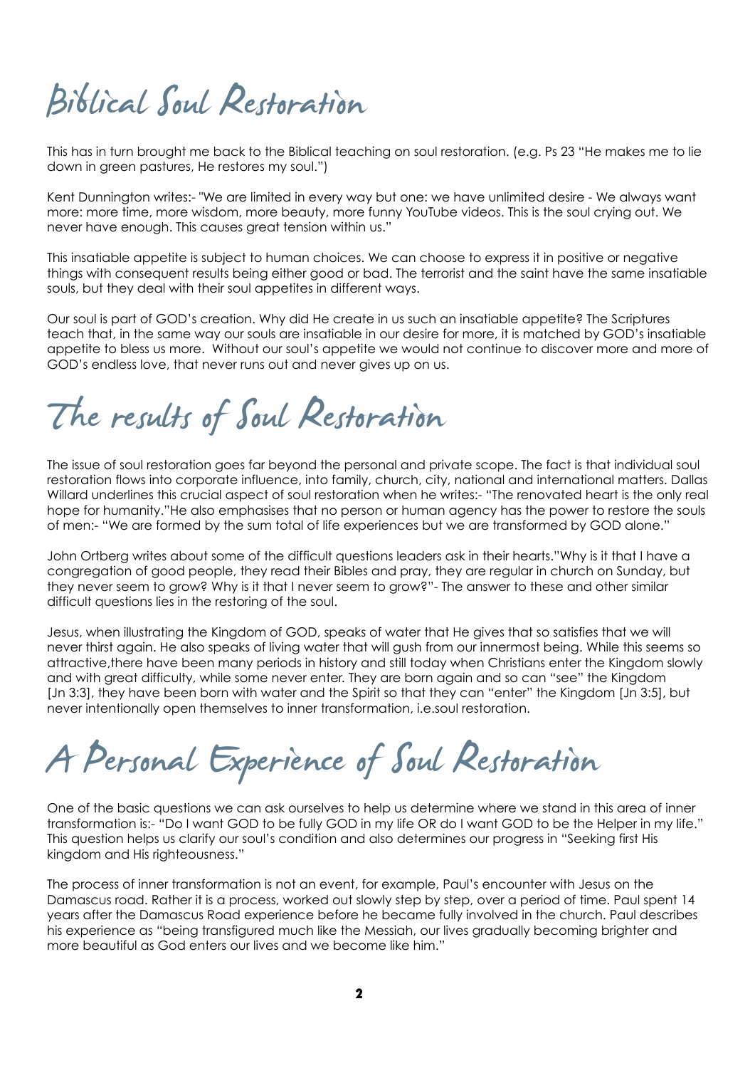# Biblical Soul Restoration

This has in turn brought me back to the Biblical teaching on soul restoration. (e.g. Ps 23 "He makes me to lie down in green pastures, He restores my soul.")

Kent Dunnington writes:- "We are limited in every way but one: we have unlimited desire - We always want more: more time, more wisdom, more beauty, more funny YouTube videos. This is the soul crying out. We never have enough. This causes great tension within us."

This insatiable appetite is subject to human choices. We can choose to express it in positive or negative things with consequent results being either good or bad. The terrorist and the saint have the same insatiable souls, but they deal with their soul appetites in different ways.

Our soul is part of GOD's creation. Why did He create in us such an insatiable appetite? The Scriptures teach that, in the same way our souls are insatiable in our desire for more, it is matched by GOD's insatiable appetite to bless us more. Without our soul's appetite we would not continue to discover more and more of GOD's endless love, that never runs out and never gives up on us.

# The results of Soul Restoration

The issue of soul restoration goes far beyond the personal and private scope. The fact is that individual soul restoration flows into corporate influence, into family, church, city, national and international matters. Dallas Willard underlines this crucial aspect of soul restoration when he writes:- "The renovated heart is the only real hope for humanity."He also emphasises that no person or human agency has the power to restore the souls of men:- "We are formed by the sum total of life experiences but we are transformed by GOD alone."

John Ortberg writes about some of the difficult questions leaders ask in their hearts."Why is it that I have a congregation of good people, they read their Bibles and pray, they are regular in church on Sunday, but they never seem to grow? Why is it that I never seem to grow?"- The answer to these and other similar difficult questions lies in the restoring of the soul.

Jesus, when illustrating the Kingdom of GOD, speaks of water that He gives that so satisfies that we will never thirst again. He also speaks of living water that will gush from our innermost being. While this seems so attractive,there have been many periods in history and still today when Christians enter the Kingdom slowly and with great difficulty, while some never enter. They are born again and so can "see" the Kingdom [Jn 3:3], they have been born with water and the Spirit so that they can "enter" the Kingdom [Jn 3:5], but never intentionally open themselves to inner transformation, i.e.soul restoration.

# A Personal Experience of Soul Restoration

One of the basic questions we can ask ourselves to help us determine where we stand in this area of inner transformation is:- "Do I want GOD to be fully GOD in my life OR do I want GOD to be the Helper in my life." This question helps us clarify our soul's condition and also determines our progress in "Seeking first His kingdom and His righteousness."

The process of inner transformation is not an event, for example, Paul's encounter with Jesus on the Damascus road. Rather it is a process, worked out slowly step by step, over a period of time. Paul spent 14 years after the Damascus Road experience before he became fully involved in the church. Paul describes his experience as "being transfigured much like the Messiah, our lives gradually becoming brighter and more beautiful as God enters our lives and we become like him."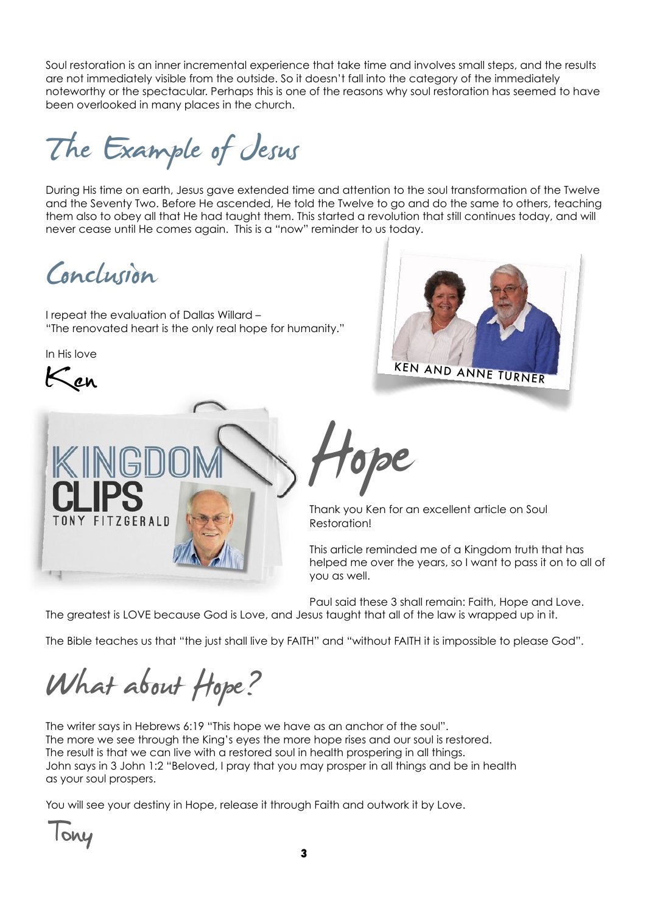Soul restoration is an inner incremental experience that take time and involves small steps, and the results are not immediately visible from the outside. So it doesn't fall into the category of the immediately noteworthy or the spectacular. Perhaps this is one of the reasons why soul restoration has seemed to have been overlooked in many places in the church.

## The Example of Jesus

During His time on earth, Jesus gave extended time and attention to the soul transformation of the Twelve and the Seventy Two. Before He ascended, He told the Twelve to go and do the same to others, teaching them also to obey all that He had taught them. This started a revolution that still continues today, and will never cease until He comes again. This is a "now" reminder to us today.

## Conclusiòn

I repeat the evaluation of Dallas Willard –
"The renovated heart is the only real hope for humanity."

In His love

Ken

KEN AND ANNE TURNER

KINGDOM CLIPS
TONY FITZGERALD

## Hope

Thank you Ken for an excellent article on Soul Restoration!

This article reminded me of a Kingdom truth that has helped me over the years, so I want to pass it on to all of you as well.

Paul said these 3 shall remain: Faith, Hope and Love. The greatest is LOVE because God is Love, and Jesus taught that all of the law is wrapped up in it.

The Bible teaches us that "the just shall live by FAITH" and "without FAITH it is impossible to please God".

## What about Hope?

The writer says in Hebrews 6:19 "This hope we have as an anchor of the soul".
The more we see through the King's eyes the more hope rises and our soul is restored.
The result is that we can live with a restored soul in health prospering in all things.
John says in 3 John 1:2 "Beloved, I pray that you may prosper in all things and be in health as your soul prospers.

You will see your destiny in Hope, release it through Faith and outwork it by Love.

Tony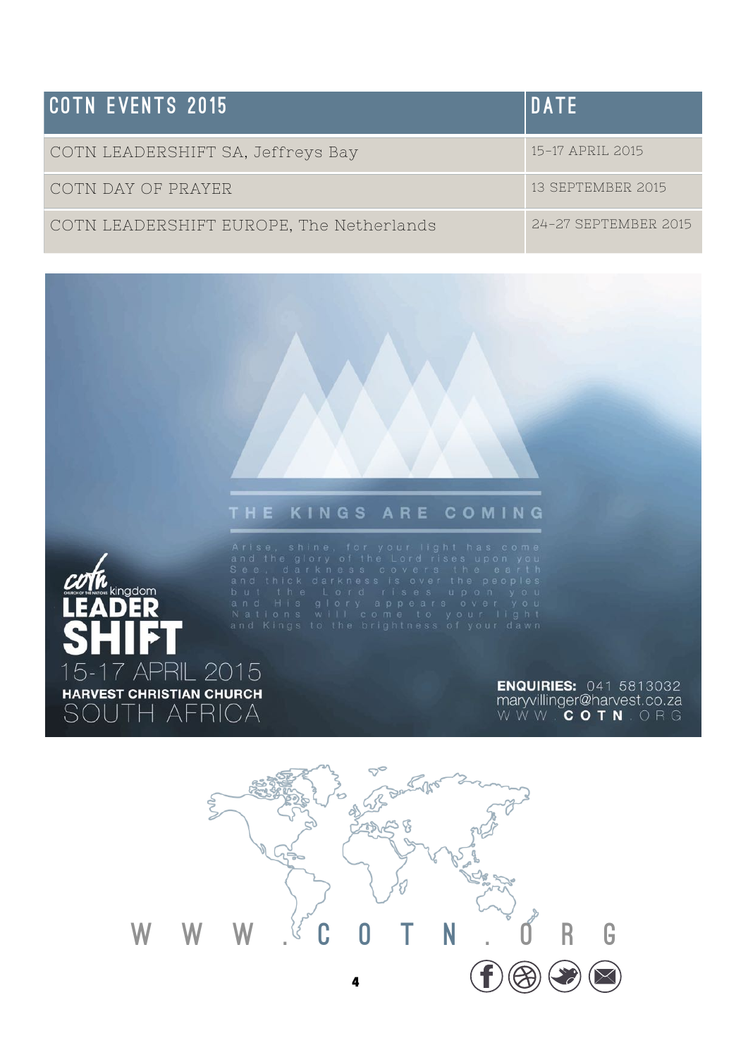| COTN EVENTS 2015 | DATE |
| --- | --- |
| COTN LEADERSHIFT SA, Jeffreys Bay | 15-17 APRIL 2015 |
| COTN DAY OF PRAYER | 13 SEPTEMBER 2015 |
| COTN LEADERSHIFT EUROPE, The Netherlands | 24-27 SEPTEMBER 2015 |

THE KINGS ARE COMING

Arise, shine, for your light has come
and the glory of the Lord rises upon you
See, darkness covers the earth
and thick darkness is over the peoples
but the Lord rises upon you
and His glory appears over you
Nations will come to your light
and Kings to the brightness of your dawn

cotn kingdom LEADER SHIFT

15-17 APRIL 2015

HARVEST CHRISTIAN CHURCH

SOUTH AFRICA

**ENQUIRIES:** 041 5813032
maryvillinger@harvest.co.za
WWW.COTN.ORG

WWW.COTN.ORG